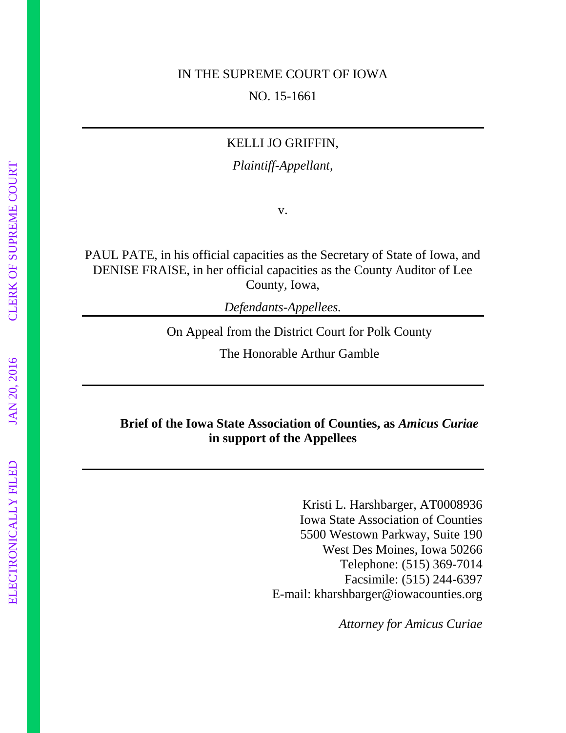IN THE SUPREME COURT OF IOWA

NO. 15-1661

---

KELLI JO GRIFFIN,

*Plaintiff-Appellant*,

v.

PAUL PATE, in his official capacities as the Secretary of State of Iowa, and DENISE FRAISE, in her official capacities as the County Auditor of Lee County, Iowa,

*Defendants-Appellees.*

---

On Appeal from the District Court for Polk County

The Honorable Arthur Gamble

---

**Brief of the Iowa State Association of Counties, as *Amicus Curiae* in support of the Appellees**

---

Kristi L. Harshbarger, AT0008936
Iowa State Association of Counties
5500 Westown Parkway, Suite 190
West Des Moines, Iowa 50266
Telephone: (515) 369-7014
Facsimile: (515) 244-6397
E-mail: kharshbarger@iowacounties.org

*Attorney for Amicus Curiae*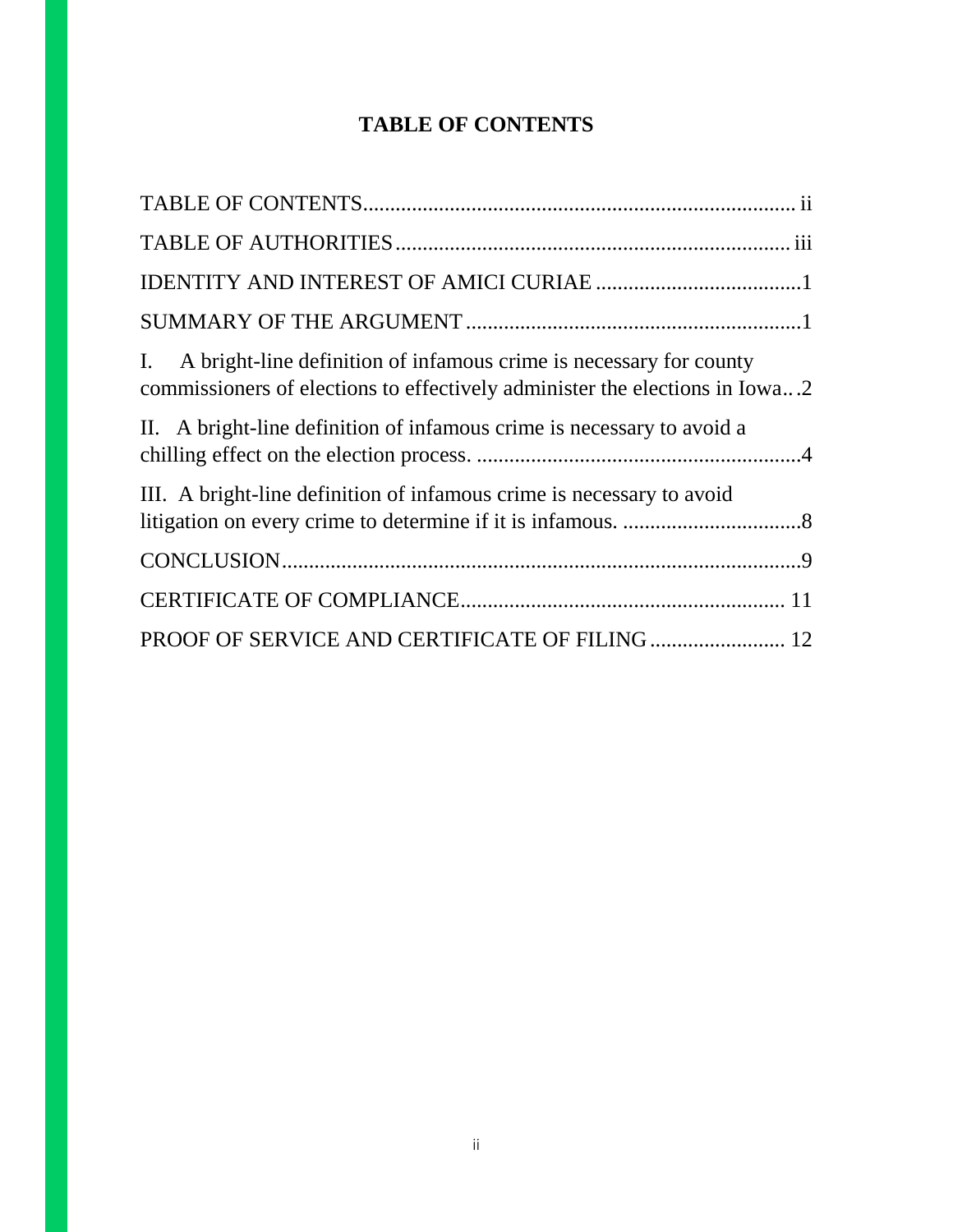# TABLE OF CONTENTS

TABLE OF CONTENTS ..... ii

TABLE OF AUTHORITIES ..... iii

IDENTITY AND INTEREST OF AMICI CURIAE ..... 1

SUMMARY OF THE ARGUMENT ..... 1

I. A bright-line definition of infamous crime is necessary for county commissioners of elections to effectively administer the elections in Iowa ..... 2

II. A bright-line definition of infamous crime is necessary to avoid a chilling effect on the election process. ..... 4

III. A bright-line definition of infamous crime is necessary to avoid litigation on every crime to determine if it is infamous. ..... 8

CONCLUSION ..... 9

CERTIFICATE OF COMPLIANCE ..... 11

PROOF OF SERVICE AND CERTIFICATE OF FILING ..... 12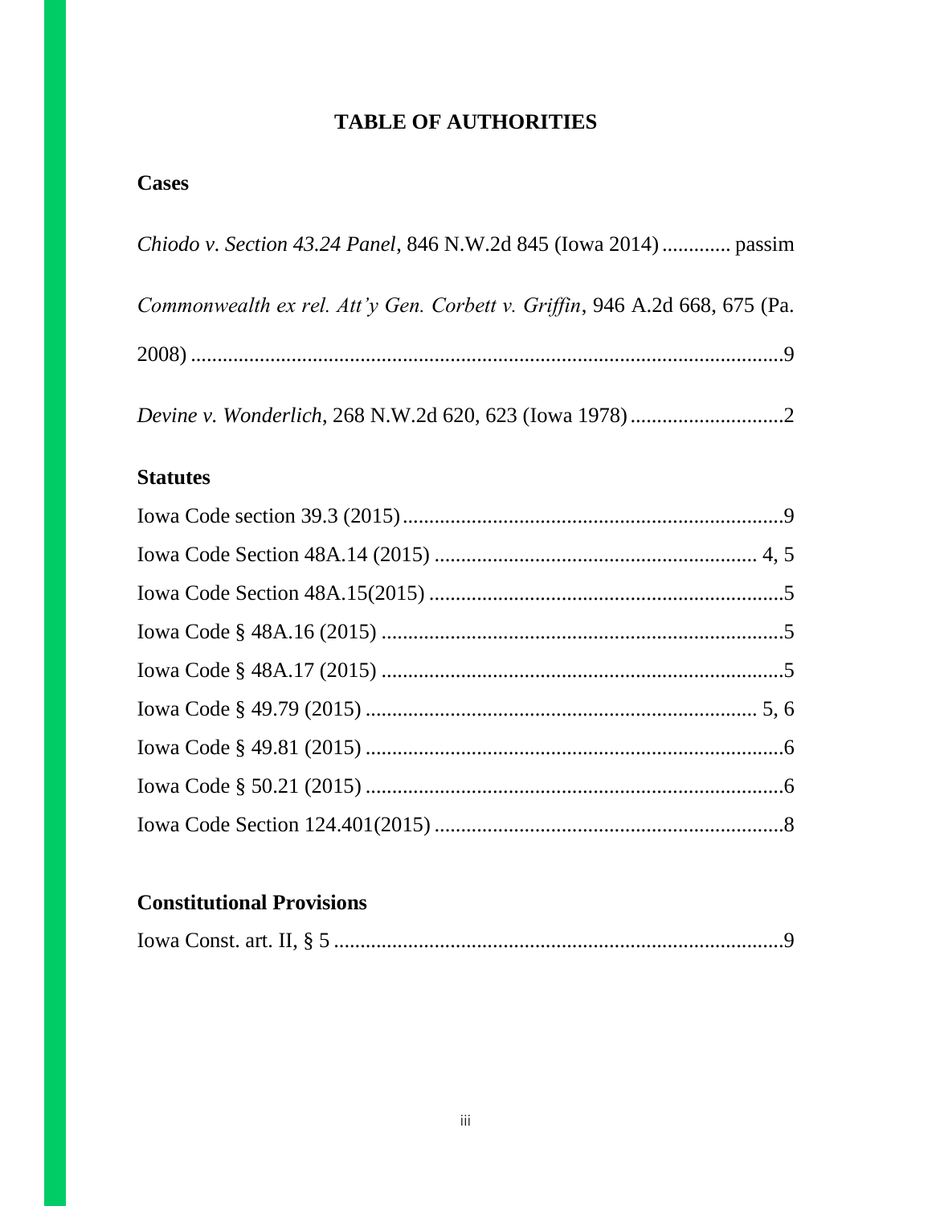# TABLE OF AUTHORITIES

## Cases

*Chiodo v. Section 43.24 Panel*, 846 N.W.2d 845 (Iowa 2014) ............. passim

*Commonwealth ex rel. Att'y Gen. Corbett v. Griffin*, 946 A.2d 668, 675 (Pa. 2008) ..................................................................................................9

*Devine v. Wonderlich*, 268 N.W.2d 620, 623 (Iowa 1978) .............................2

## Statutes

Iowa Code section 39.3 (2015).........................................................................9

Iowa Code Section 48A.14 (2015) ............................................................ 4, 5

Iowa Code Section 48A.15(2015) ..................................................................5

Iowa Code § 48A.16 (2015) ............................................................................5

Iowa Code § 48A.17 (2015) ............................................................................5

Iowa Code § 49.79 (2015) .......................................................................... 5, 6

Iowa Code § 49.81 (2015) ...............................................................................6

Iowa Code § 50.21 (2015) ...............................................................................6

Iowa Code Section 124.401(2015) ..................................................................8

## Constitutional Provisions

Iowa Const. art. II, § 5 .....................................................................................9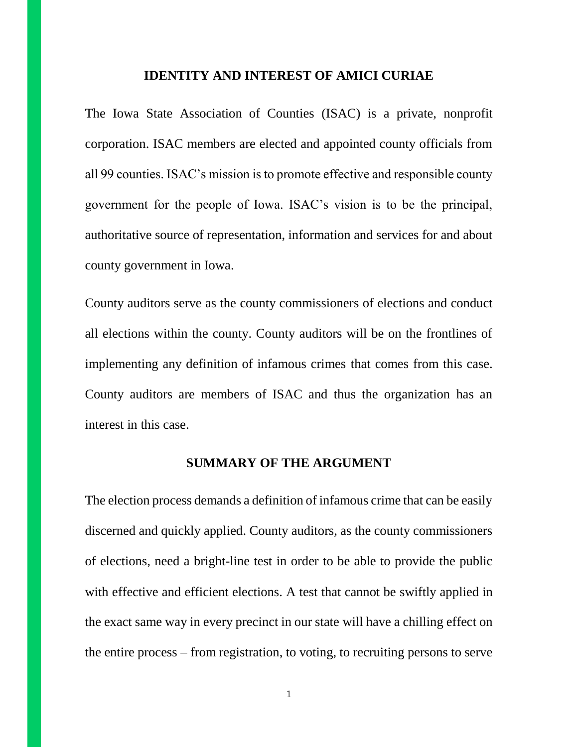## IDENTITY AND INTEREST OF AMICI CURIAE

The Iowa State Association of Counties (ISAC) is a private, nonprofit corporation. ISAC members are elected and appointed county officials from all 99 counties. ISAC's mission is to promote effective and responsible county government for the people of Iowa. ISAC's vision is to be the principal, authoritative source of representation, information and services for and about county government in Iowa.

County auditors serve as the county commissioners of elections and conduct all elections within the county. County auditors will be on the frontlines of implementing any definition of infamous crimes that comes from this case. County auditors are members of ISAC and thus the organization has an interest in this case.

## SUMMARY OF THE ARGUMENT

The election process demands a definition of infamous crime that can be easily discerned and quickly applied. County auditors, as the county commissioners of elections, need a bright-line test in order to be able to provide the public with effective and efficient elections. A test that cannot be swiftly applied in the exact same way in every precinct in our state will have a chilling effect on the entire process – from registration, to voting, to recruiting persons to serve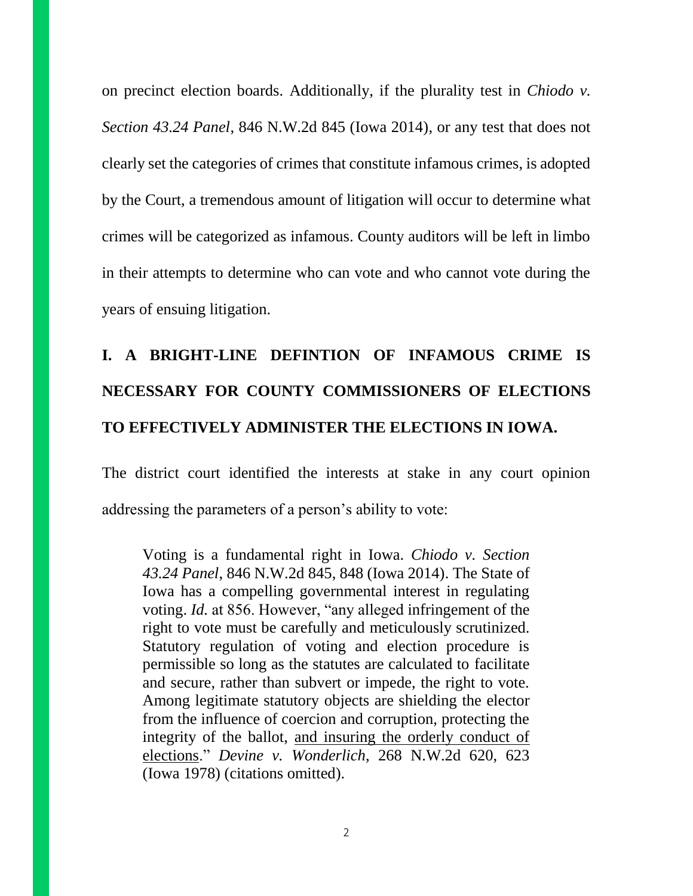on precinct election boards. Additionally, if the plurality test in *Chiodo v. Section 43.24 Panel*, 846 N.W.2d 845 (Iowa 2014), or any test that does not clearly set the categories of crimes that constitute infamous crimes, is adopted by the Court, a tremendous amount of litigation will occur to determine what crimes will be categorized as infamous. County auditors will be left in limbo in their attempts to determine who can vote and who cannot vote during the years of ensuing litigation.

## I. A BRIGHT-LINE DEFINTION OF INFAMOUS CRIME IS NECESSARY FOR COUNTY COMMISSIONERS OF ELECTIONS TO EFFECTIVELY ADMINISTER THE ELECTIONS IN IOWA.

The district court identified the interests at stake in any court opinion addressing the parameters of a person's ability to vote:

> Voting is a fundamental right in Iowa. *Chiodo v. Section 43.24 Panel*, 846 N.W.2d 845, 848 (Iowa 2014). The State of Iowa has a compelling governmental interest in regulating voting. *Id.* at 856. However, "any alleged infringement of the right to vote must be carefully and meticulously scrutinized. Statutory regulation of voting and election procedure is permissible so long as the statutes are calculated to facilitate and secure, rather than subvert or impede, the right to vote. Among legitimate statutory objects are shielding the elector from the influence of coercion and corruption, protecting the integrity of the ballot, <u>and insuring the orderly conduct of elections</u>." *Devine v. Wonderlich*, 268 N.W.2d 620, 623 (Iowa 1978) (citations omitted).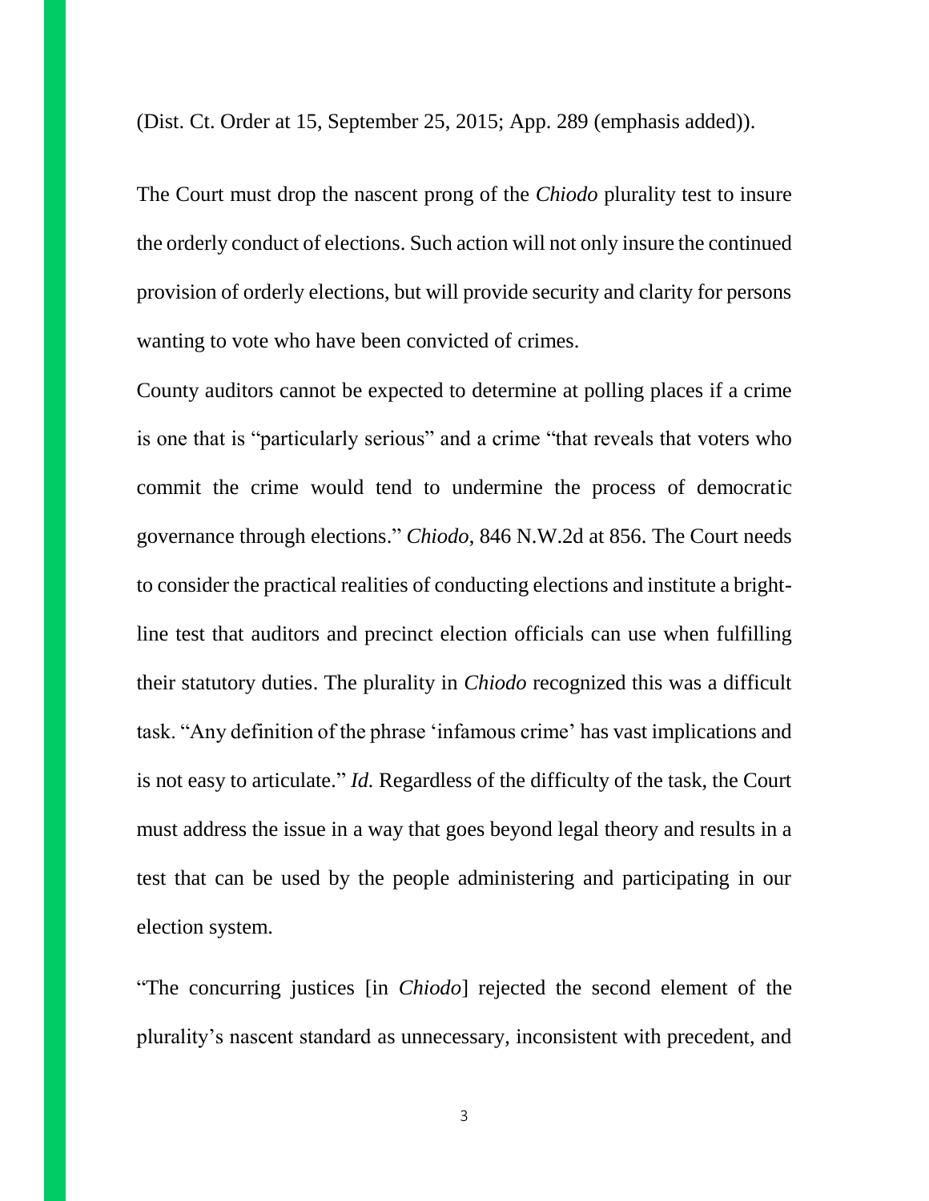(Dist. Ct. Order at 15, September 25, 2015; App. 289 (emphasis added)).

The Court must drop the nascent prong of the *Chiodo* plurality test to insure the orderly conduct of elections. Such action will not only insure the continued provision of orderly elections, but will provide security and clarity for persons wanting to vote who have been convicted of crimes.

County auditors cannot be expected to determine at polling places if a crime is one that is "particularly serious" and a crime "that reveals that voters who commit the crime would tend to undermine the process of democratic governance through elections." *Chiodo*, 846 N.W.2d at 856. The Court needs to consider the practical realities of conducting elections and institute a bright-line test that auditors and precinct election officials can use when fulfilling their statutory duties. The plurality in *Chiodo* recognized this was a difficult task. "Any definition of the phrase 'infamous crime' has vast implications and is not easy to articulate." *Id.* Regardless of the difficulty of the task, the Court must address the issue in a way that goes beyond legal theory and results in a test that can be used by the people administering and participating in our election system.

"The concurring justices [in *Chiodo*] rejected the second element of the plurality's nascent standard as unnecessary, inconsistent with precedent, and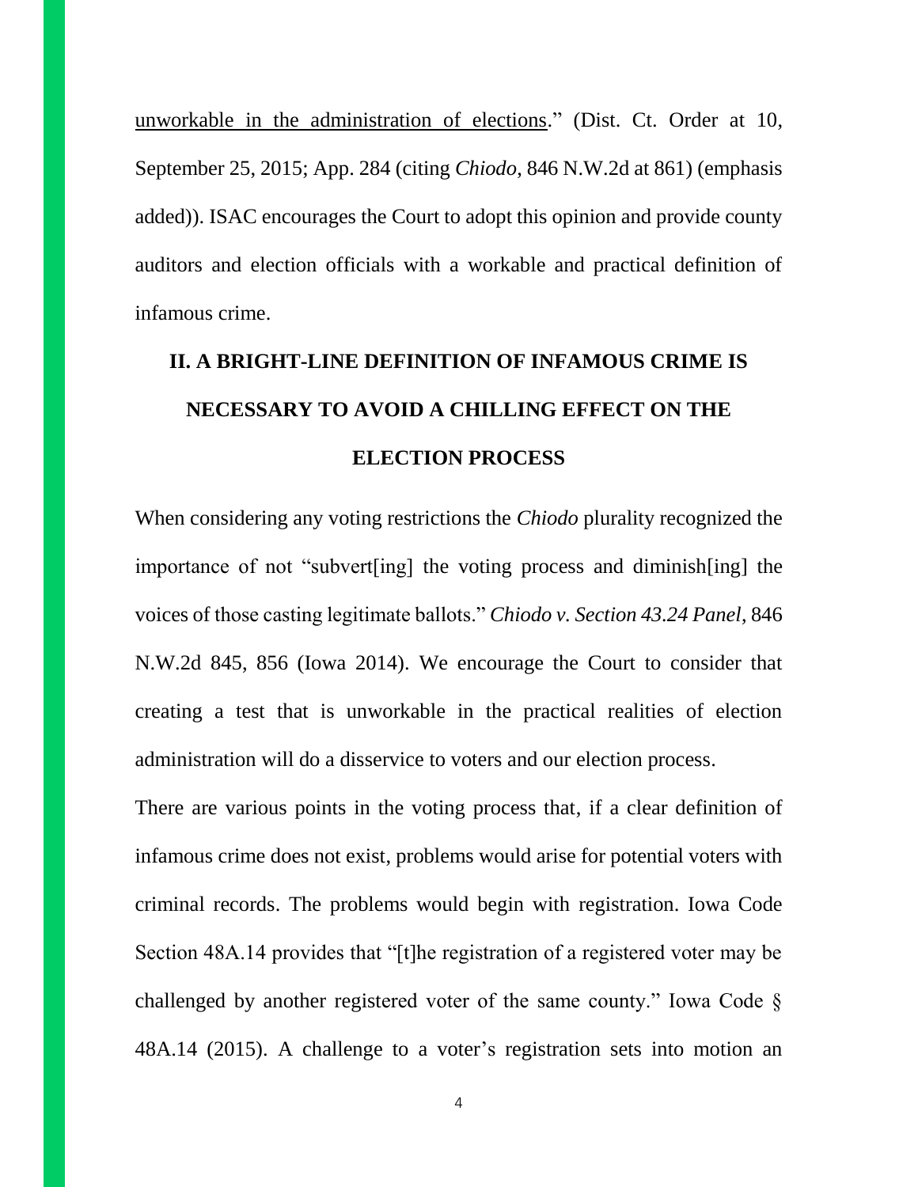unworkable in the administration of elections." (Dist. Ct. Order at 10, September 25, 2015; App. 284 (citing *Chiodo*, 846 N.W.2d at 861) (emphasis added)). ISAC encourages the Court to adopt this opinion and provide county auditors and election officials with a workable and practical definition of infamous crime.

## II. A BRIGHT-LINE DEFINITION OF INFAMOUS CRIME IS NECESSARY TO AVOID A CHILLING EFFECT ON THE ELECTION PROCESS

When considering any voting restrictions the *Chiodo* plurality recognized the importance of not "subvert[ing] the voting process and diminish[ing] the voices of those casting legitimate ballots." *Chiodo v. Section 43.24 Panel*, 846 N.W.2d 845, 856 (Iowa 2014). We encourage the Court to consider that creating a test that is unworkable in the practical realities of election administration will do a disservice to voters and our election process.

There are various points in the voting process that, if a clear definition of infamous crime does not exist, problems would arise for potential voters with criminal records. The problems would begin with registration. Iowa Code Section 48A.14 provides that "[t]he registration of a registered voter may be challenged by another registered voter of the same county." Iowa Code § 48A.14 (2015). A challenge to a voter's registration sets into motion an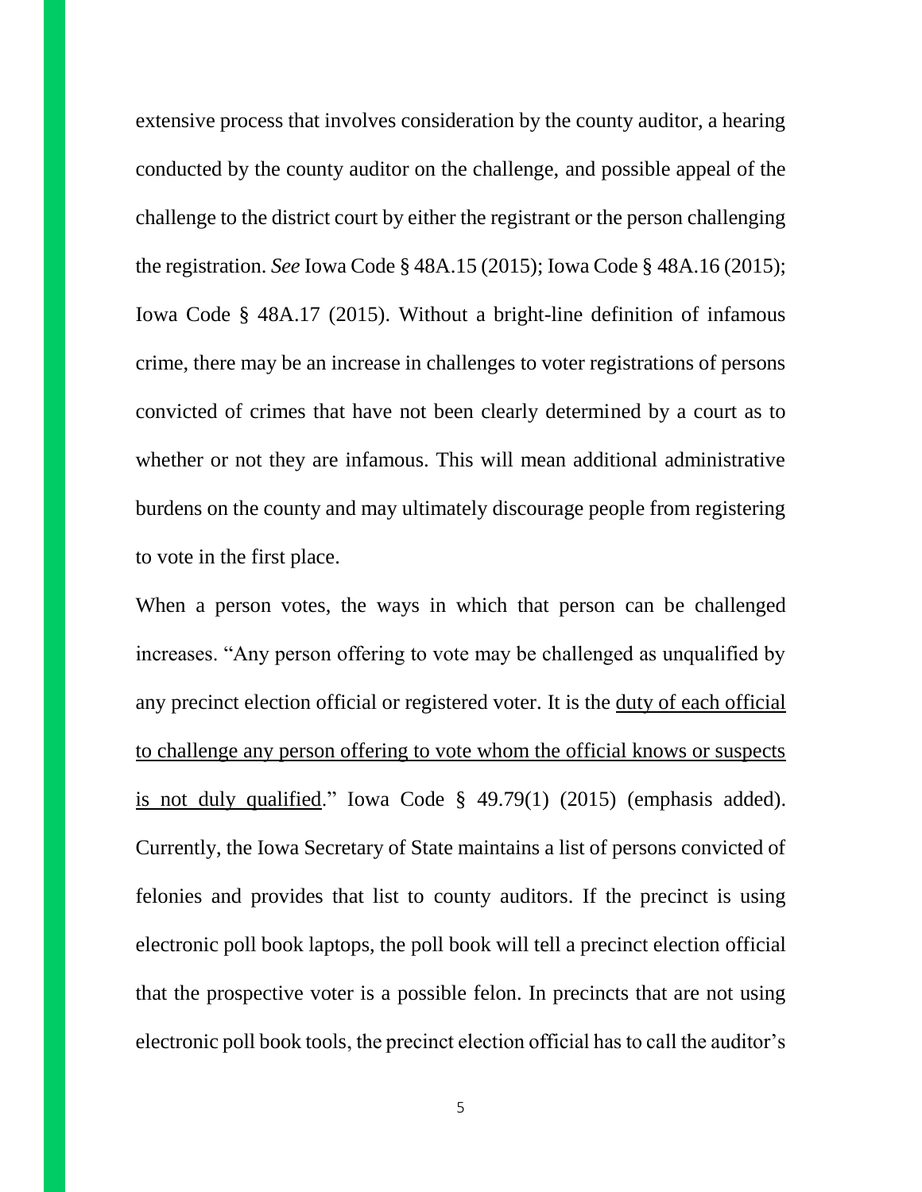extensive process that involves consideration by the county auditor, a hearing conducted by the county auditor on the challenge, and possible appeal of the challenge to the district court by either the registrant or the person challenging the registration. *See* Iowa Code § 48A.15 (2015); Iowa Code § 48A.16 (2015); Iowa Code § 48A.17 (2015). Without a bright-line definition of infamous crime, there may be an increase in challenges to voter registrations of persons convicted of crimes that have not been clearly determined by a court as to whether or not they are infamous. This will mean additional administrative burdens on the county and may ultimately discourage people from registering to vote in the first place.

When a person votes, the ways in which that person can be challenged increases. "Any person offering to vote may be challenged as unqualified by any precinct election official or registered voter. It is the <u>duty of each official to challenge any person offering to vote whom the official knows or suspects is not duly qualified</u>." Iowa Code § 49.79(1) (2015) (emphasis added). Currently, the Iowa Secretary of State maintains a list of persons convicted of felonies and provides that list to county auditors. If the precinct is using electronic poll book laptops, the poll book will tell a precinct election official that the prospective voter is a possible felon. In precincts that are not using electronic poll book tools, the precinct election official has to call the auditor's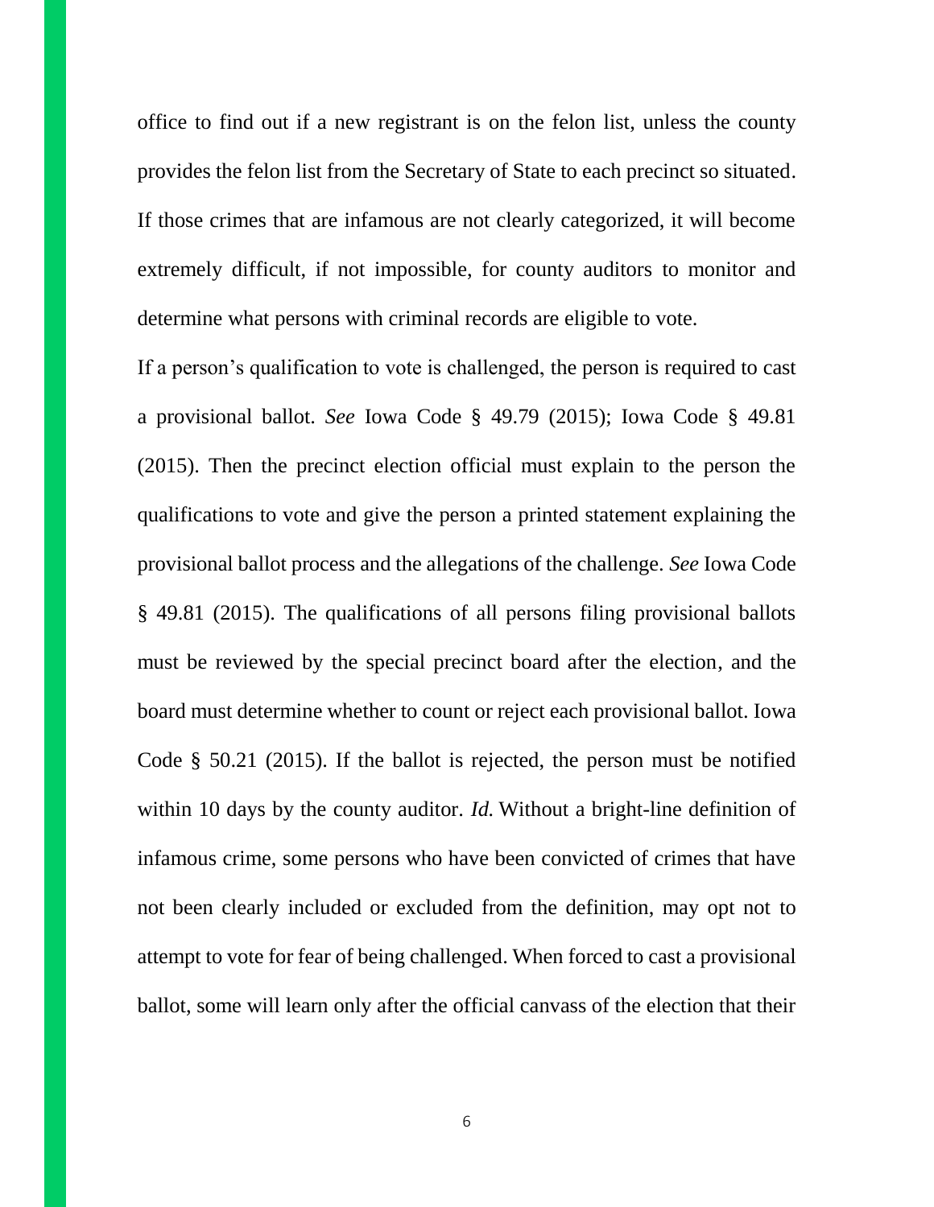office to find out if a new registrant is on the felon list, unless the county provides the felon list from the Secretary of State to each precinct so situated. If those crimes that are infamous are not clearly categorized, it will become extremely difficult, if not impossible, for county auditors to monitor and determine what persons with criminal records are eligible to vote.

If a person's qualification to vote is challenged, the person is required to cast a provisional ballot. *See* Iowa Code § 49.79 (2015); Iowa Code § 49.81 (2015). Then the precinct election official must explain to the person the qualifications to vote and give the person a printed statement explaining the provisional ballot process and the allegations of the challenge. *See* Iowa Code § 49.81 (2015). The qualifications of all persons filing provisional ballots must be reviewed by the special precinct board after the election, and the board must determine whether to count or reject each provisional ballot. Iowa Code § 50.21 (2015). If the ballot is rejected, the person must be notified within 10 days by the county auditor. *Id.* Without a bright-line definition of infamous crime, some persons who have been convicted of crimes that have not been clearly included or excluded from the definition, may opt not to attempt to vote for fear of being challenged. When forced to cast a provisional ballot, some will learn only after the official canvass of the election that their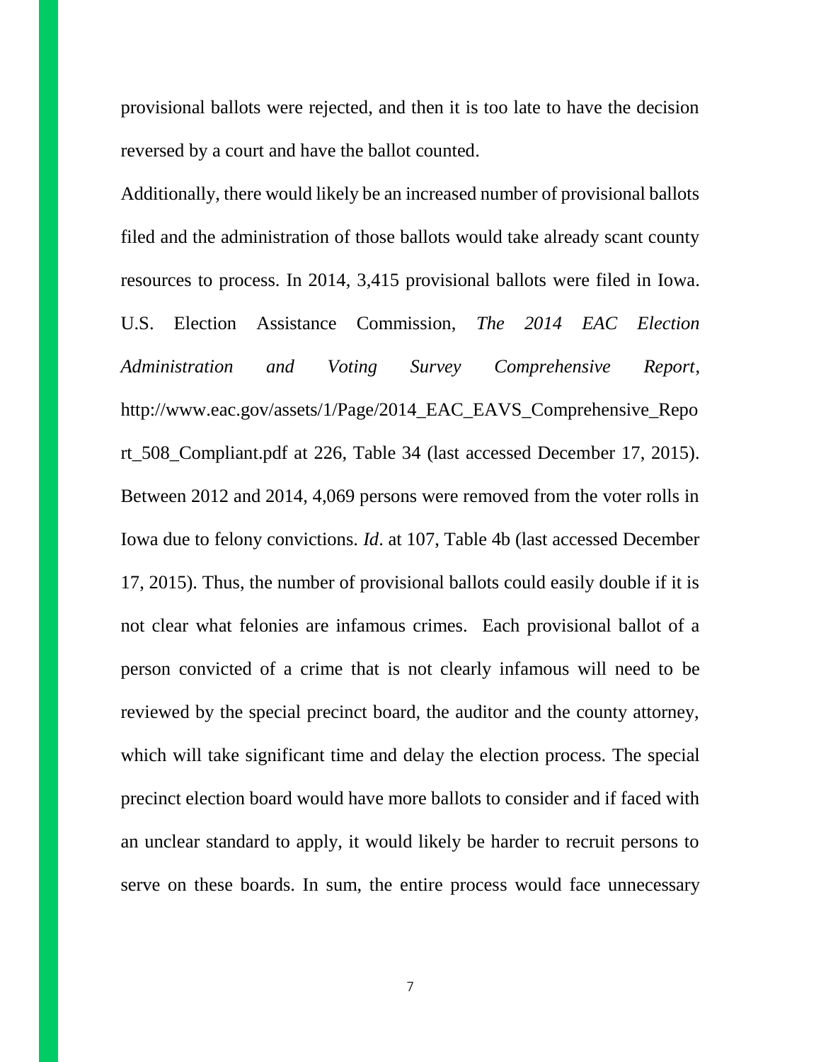provisional ballots were rejected, and then it is too late to have the decision reversed by a court and have the ballot counted.

Additionally, there would likely be an increased number of provisional ballots filed and the administration of those ballots would take already scant county resources to process. In 2014, 3,415 provisional ballots were filed in Iowa. U.S. Election Assistance Commission, *The 2014 EAC Election Administration and Voting Survey Comprehensive Report*, http://www.eac.gov/assets/1/Page/2014_EAC_EAVS_Comprehensive_Report_508_Compliant.pdf at 226, Table 34 (last accessed December 17, 2015). Between 2012 and 2014, 4,069 persons were removed from the voter rolls in Iowa due to felony convictions. *Id*. at 107, Table 4b (last accessed December 17, 2015). Thus, the number of provisional ballots could easily double if it is not clear what felonies are infamous crimes. Each provisional ballot of a person convicted of a crime that is not clearly infamous will need to be reviewed by the special precinct board, the auditor and the county attorney, which will take significant time and delay the election process. The special precinct election board would have more ballots to consider and if faced with an unclear standard to apply, it would likely be harder to recruit persons to serve on these boards. In sum, the entire process would face unnecessary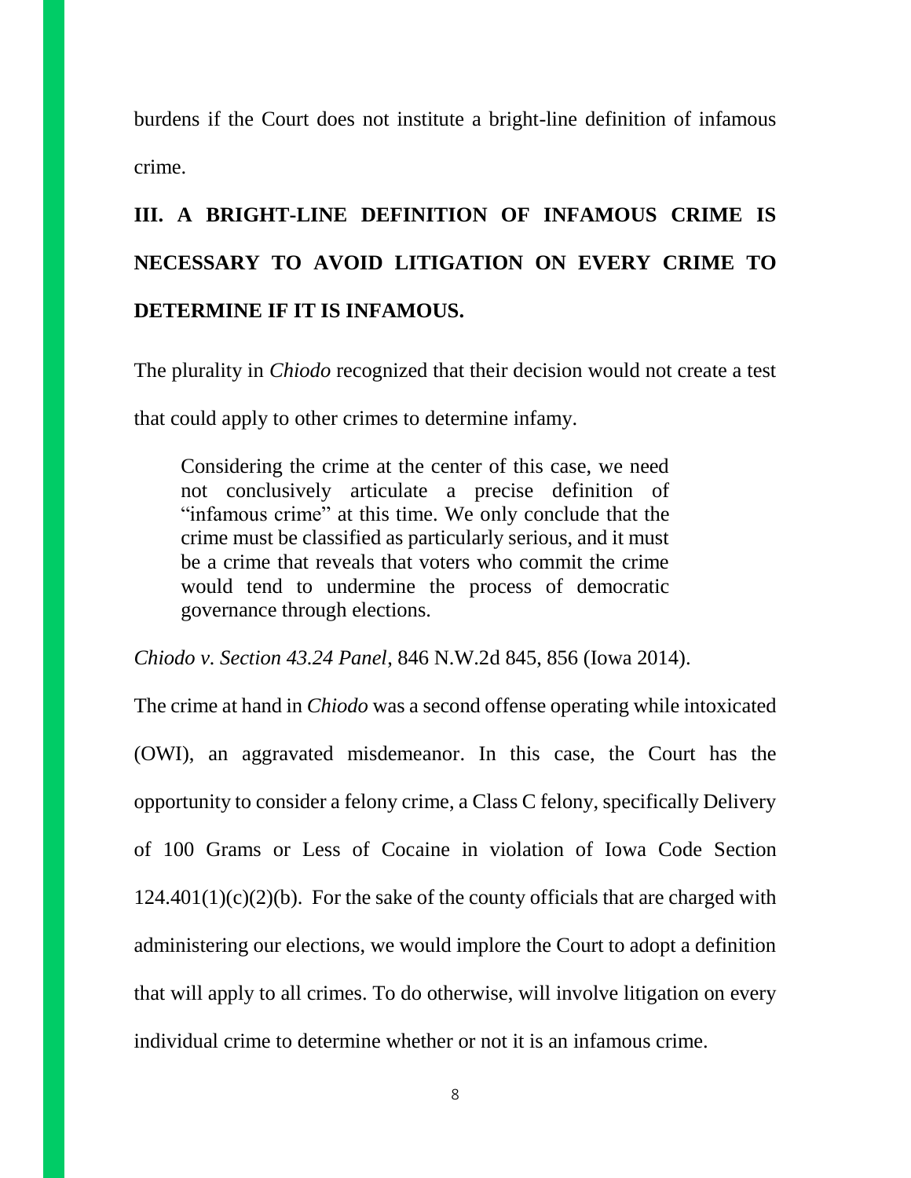burdens if the Court does not institute a bright-line definition of infamous crime.

## III. A BRIGHT-LINE DEFINITION OF INFAMOUS CRIME IS NECESSARY TO AVOID LITIGATION ON EVERY CRIME TO DETERMINE IF IT IS INFAMOUS.

The plurality in *Chiodo* recognized that their decision would not create a test that could apply to other crimes to determine infamy.

> Considering the crime at the center of this case, we need not conclusively articulate a precise definition of "infamous crime" at this time. We only conclude that the crime must be classified as particularly serious, and it must be a crime that reveals that voters who commit the crime would tend to undermine the process of democratic governance through elections.

*Chiodo v. Section 43.24 Panel*, 846 N.W.2d 845, 856 (Iowa 2014).

The crime at hand in *Chiodo* was a second offense operating while intoxicated (OWI), an aggravated misdemeanor. In this case, the Court has the opportunity to consider a felony crime, a Class C felony, specifically Delivery of 100 Grams or Less of Cocaine in violation of Iowa Code Section 124.401(1)(c)(2)(b). For the sake of the county officials that are charged with administering our elections, we would implore the Court to adopt a definition that will apply to all crimes. To do otherwise, will involve litigation on every individual crime to determine whether or not it is an infamous crime.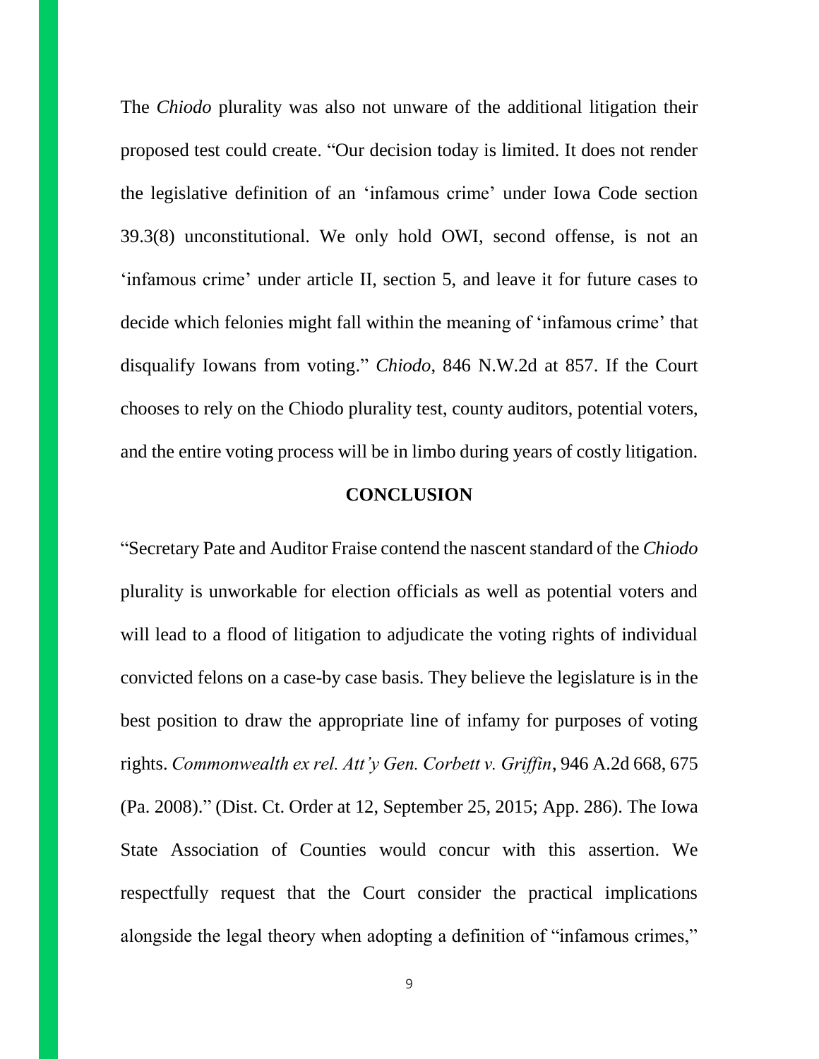The *Chiodo* plurality was also not unware of the additional litigation their proposed test could create. "Our decision today is limited. It does not render the legislative definition of an 'infamous crime' under Iowa Code section 39.3(8) unconstitutional. We only hold OWI, second offense, is not an 'infamous crime' under article II, section 5, and leave it for future cases to decide which felonies might fall within the meaning of 'infamous crime' that disqualify Iowans from voting." *Chiodo*, 846 N.W.2d at 857. If the Court chooses to rely on the Chiodo plurality test, county auditors, potential voters, and the entire voting process will be in limbo during years of costly litigation.

## CONCLUSION

"Secretary Pate and Auditor Fraise contend the nascent standard of the *Chiodo* plurality is unworkable for election officials as well as potential voters and will lead to a flood of litigation to adjudicate the voting rights of individual convicted felons on a case-by case basis. They believe the legislature is in the best position to draw the appropriate line of infamy for purposes of voting rights. *Commonwealth ex rel. Att'y Gen. Corbett v. Griffin*, 946 A.2d 668, 675 (Pa. 2008)." (Dist. Ct. Order at 12, September 25, 2015; App. 286). The Iowa State Association of Counties would concur with this assertion. We respectfully request that the Court consider the practical implications alongside the legal theory when adopting a definition of "infamous crimes,"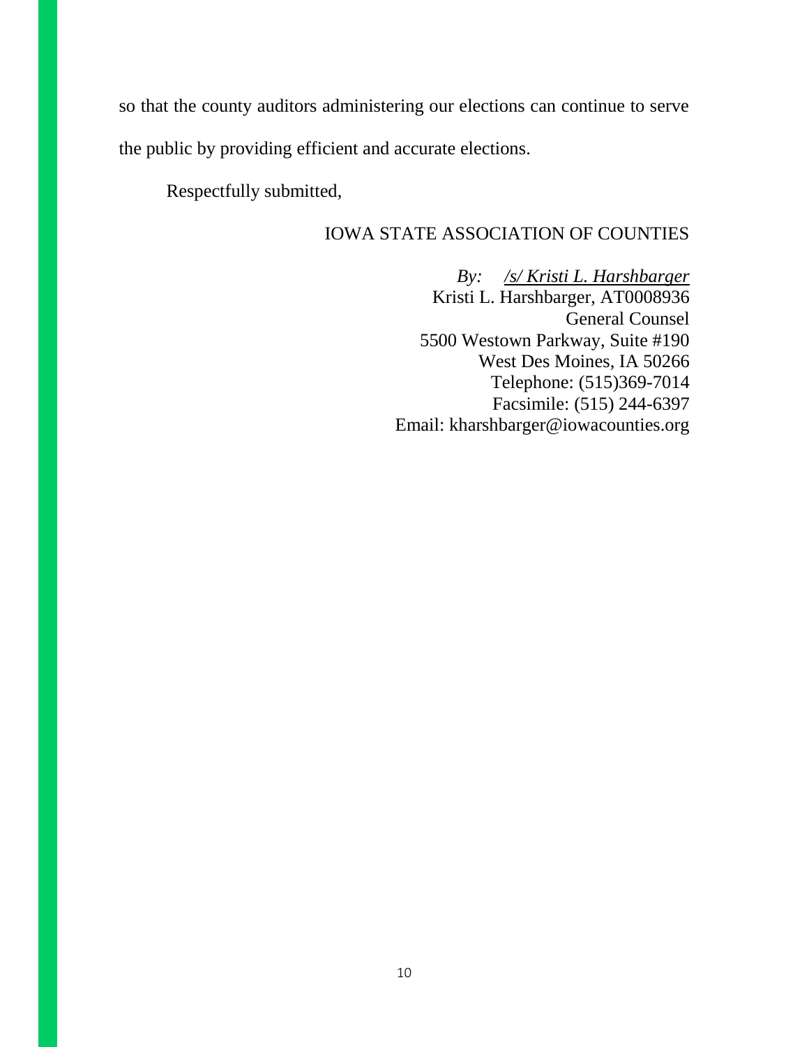so that the county auditors administering our elections can continue to serve the public by providing efficient and accurate elections.

Respectfully submitted,

IOWA STATE ASSOCIATION OF COUNTIES

*By:* *<u>/s/ Kristi L. Harshbarger</u>*
Kristi L. Harshbarger, AT0008936
General Counsel
5500 Westown Parkway, Suite #190
West Des Moines, IA 50266
Telephone: (515)369-7014
Facsimile: (515) 244-6397
Email: kharshbarger@iowacounties.org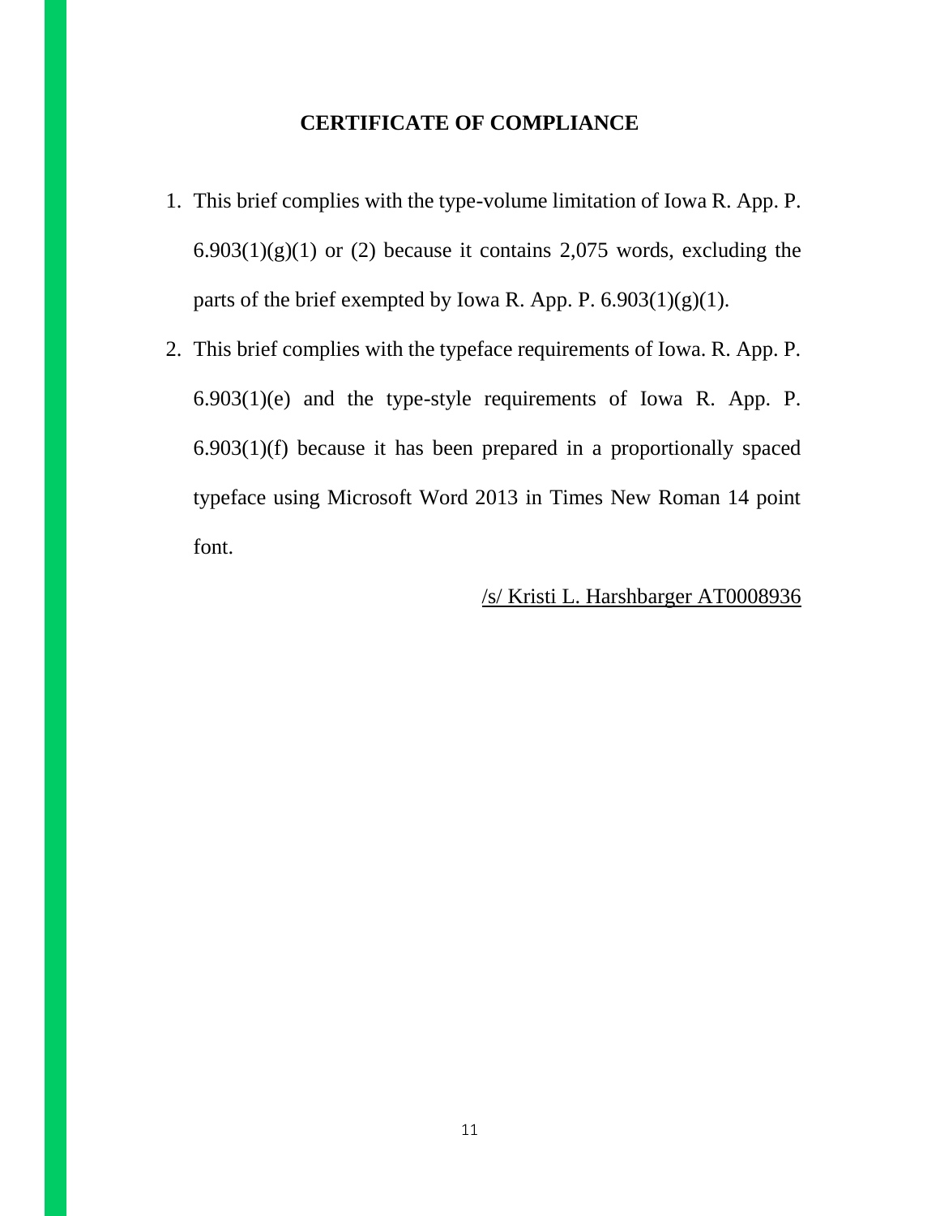## CERTIFICATE OF COMPLIANCE

1. This brief complies with the type-volume limitation of Iowa R. App. P. 6.903(1)(g)(1) or (2) because it contains 2,075 words, excluding the parts of the brief exempted by Iowa R. App. P. 6.903(1)(g)(1).
2. This brief complies with the typeface requirements of Iowa. R. App. P. 6.903(1)(e) and the type-style requirements of Iowa R. App. P. 6.903(1)(f) because it has been prepared in a proportionally spaced typeface using Microsoft Word 2013 in Times New Roman 14 point font.

/s/ Kristi L. Harshbarger AT0008936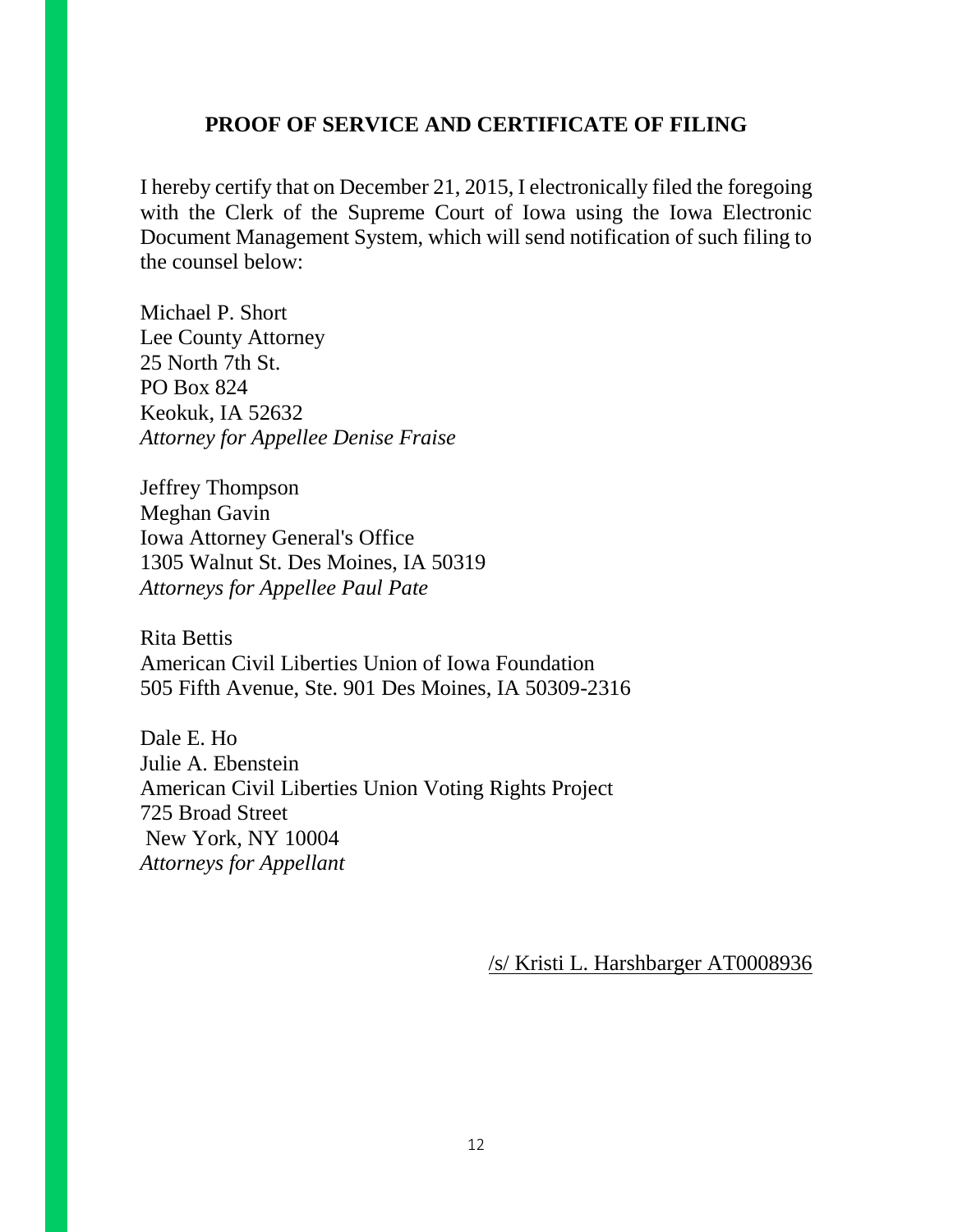## PROOF OF SERVICE AND CERTIFICATE OF FILING

I hereby certify that on December 21, 2015, I electronically filed the foregoing with the Clerk of the Supreme Court of Iowa using the Iowa Electronic Document Management System, which will send notification of such filing to the counsel below:

Michael P. Short
Lee County Attorney
25 North 7th St.
PO Box 824
Keokuk, IA 52632
*Attorney for Appellee Denise Fraise*

Jeffrey Thompson
Meghan Gavin
Iowa Attorney General's Office
1305 Walnut St. Des Moines, IA 50319
*Attorneys for Appellee Paul Pate*

Rita Bettis
American Civil Liberties Union of Iowa Foundation
505 Fifth Avenue, Ste. 901 Des Moines, IA 50309-2316

Dale E. Ho
Julie A. Ebenstein
American Civil Liberties Union Voting Rights Project
725 Broad Street
New York, NY 10004
*Attorneys for Appellant*

/s/ Kristi L. Harshbarger AT0008936